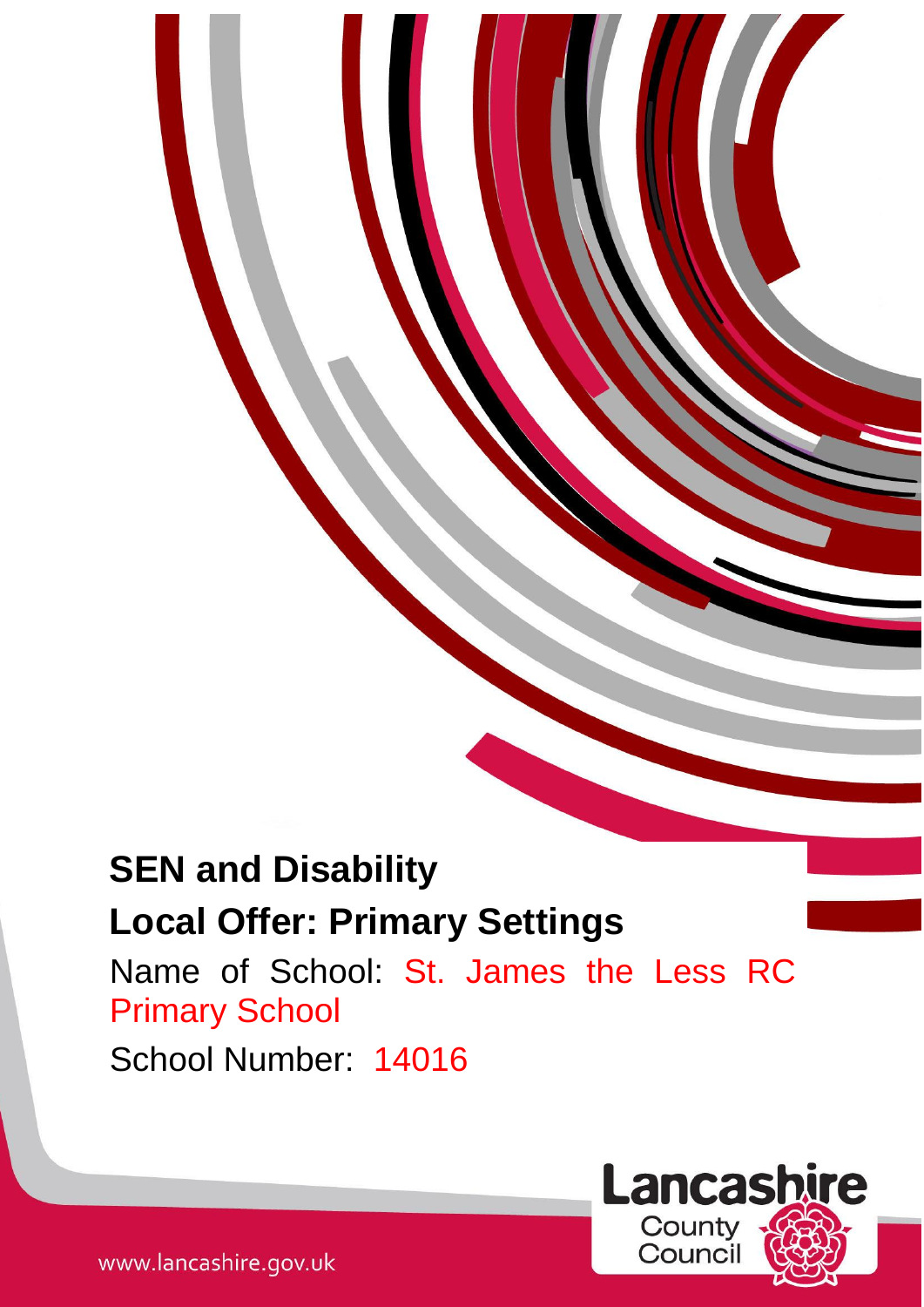# SEN and Disability

## Local Offer: Primary Settings

Name of School: St. James the Less RC Primary School

School Number: 14016

Lancashire County Council

www.lancashire.gov.uk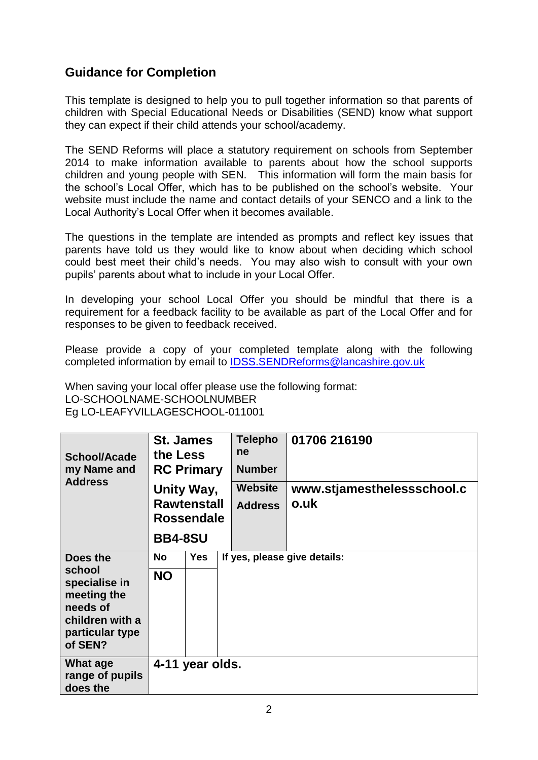## Guidance for Completion

This template is designed to help you to pull together information so that parents of children with Special Educational Needs or Disabilities (SEND) know what support they can expect if their child attends your school/academy.

The SEND Reforms will place a statutory requirement on schools from September 2014 to make information available to parents about how the school supports children and young people with SEN. This information will form the main basis for the school's Local Offer, which has to be published on the school's website. Your website must include the name and contact details of your SENCO and a link to the Local Authority's Local Offer when it becomes available.

The questions in the template are intended as prompts and reflect key issues that parents have told us they would like to know about when deciding which school could best meet their child's needs. You may also wish to consult with your own pupils' parents about what to include in your Local Offer.

In developing your school Local Offer you should be mindful that there is a requirement for a feedback facility to be available as part of the Local Offer and for responses to be given to feedback received.

Please provide a copy of your completed template along with the following completed information by email to IDSS.SENDReforms@lancashire.gov.uk

When saving your local offer please use the following format:
LO-SCHOOLNAME-SCHOOLNUMBER
Eg LO-LEAFYVILLAGESCHOOL-011001

| **School/Academy Name and Address** | **St. James the Less RC Primary Unity Way, Rawtenstall Rossendale BB4-8SU** | | **Telephone Number** | **01706 216190** |
|---|---|---|---|---|
| | | | **Website Address** | **www.stjamesthelessschool.co.uk** |
| **Does the school specialise in meeting the needs of children with a particular type of SEN?** | **No** | **Yes** | **If yes, please give details:** | |
| | **NO** | | | |
| **What age range of pupils does the** | **4-11 year olds.** | | | |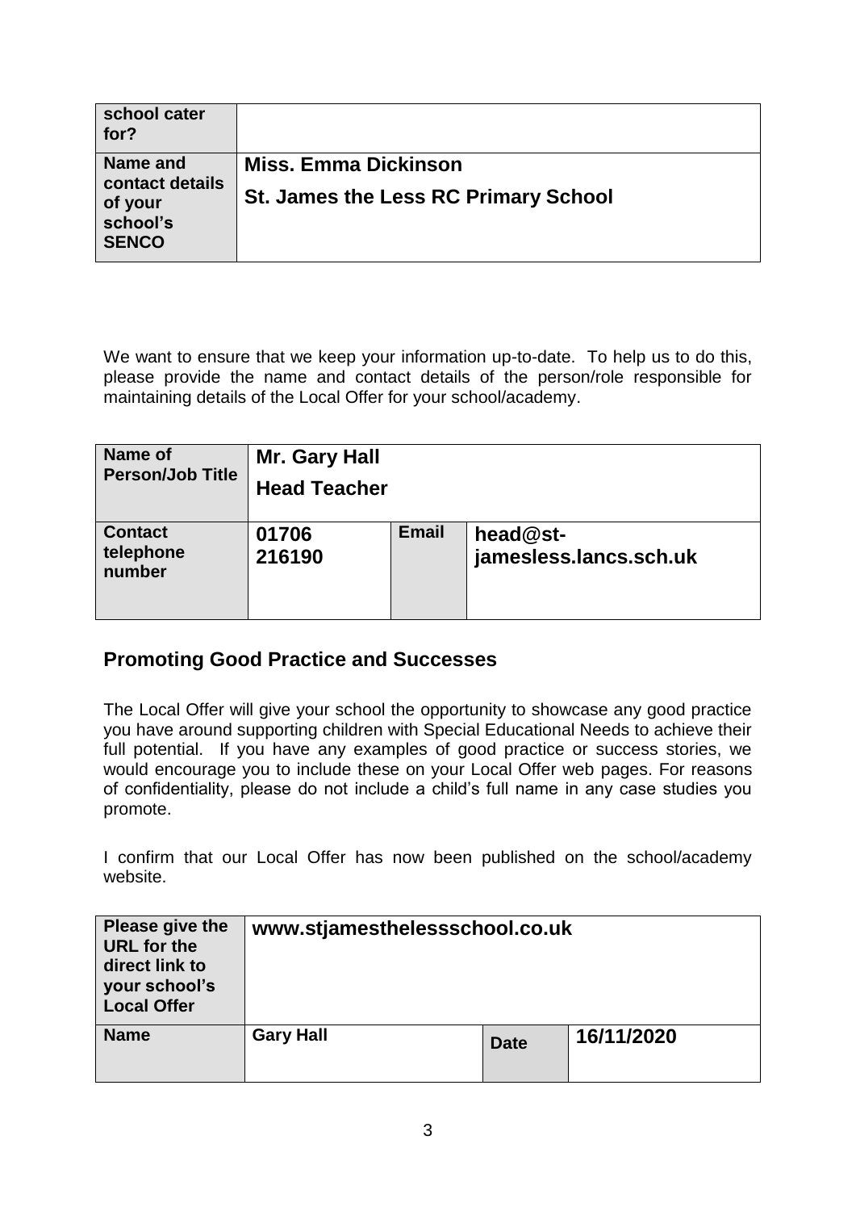| school cater for? | |
|---|---|
| **Name and contact details of your school's SENCO** | **Miss. Emma Dickinson**<br>**St. James the Less RC Primary School** |

We want to ensure that we keep your information up-to-date. To help us to do this, please provide the name and contact details of the person/role responsible for maintaining details of the Local Offer for your school/academy.

| **Name of Person/Job Title** | **Mr. Gary Hall**<br>**Head Teacher** | | |
|---|---|---|---|
| **Contact telephone number** | **01706 216190** | **Email** | **head@st-jamesless.lancs.sch.uk** |

## Promoting Good Practice and Successes

The Local Offer will give your school the opportunity to showcase any good practice you have around supporting children with Special Educational Needs to achieve their full potential. If you have any examples of good practice or success stories, we would encourage you to include these on your Local Offer web pages. For reasons of confidentiality, please do not include a child's full name in any case studies you promote.

I confirm that our Local Offer has now been published on the school/academy website.

| **Please give the URL for the direct link to your school's Local Offer** | **www.stjamesthelessschool.co.uk** | | |
|---|---|---|---|
| **Name** | **Gary Hall** | **Date** | **16/11/2020** |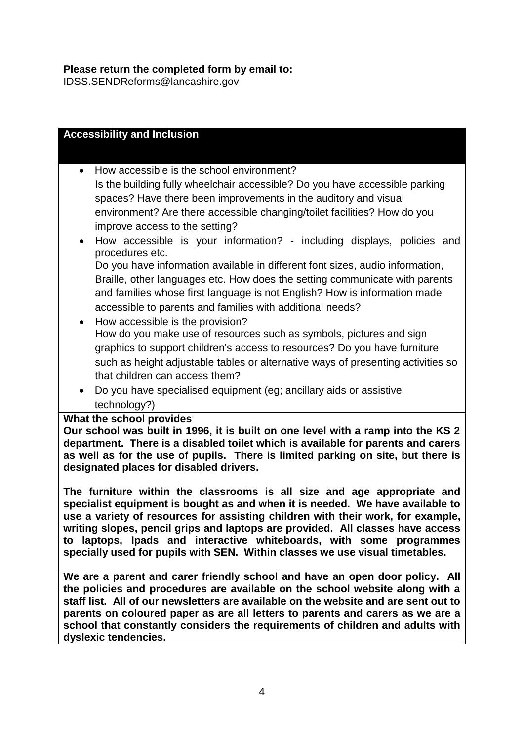**Please return the completed form by email to:**
IDSS.SENDReforms@lancashire.gov

## Accessibility and Inclusion

- How accessible is the school environment?
  Is the building fully wheelchair accessible? Do you have accessible parking spaces? Have there been improvements in the auditory and visual environment? Are there accessible changing/toilet facilities? How do you improve access to the setting?
- How accessible is your information? - including displays, policies and procedures etc.
  Do you have information available in different font sizes, audio information, Braille, other languages etc. How does the setting communicate with parents and families whose first language is not English? How is information made accessible to parents and families with additional needs?
- How accessible is the provision?
  How do you make use of resources such as symbols, pictures and sign graphics to support children's access to resources? Do you have furniture such as height adjustable tables or alternative ways of presenting activities so that children can access them?
- Do you have specialised equipment (eg; ancillary aids or assistive technology?)

**What the school provides**

**Our school was built in 1996, it is built on one level with a ramp into the KS 2 department. There is a disabled toilet which is available for parents and carers as well as for the use of pupils. There is limited parking on site, but there is designated places for disabled drivers.**

**The furniture within the classrooms is all size and age appropriate and specialist equipment is bought as and when it is needed. We have available to use a variety of resources for assisting children with their work, for example, writing slopes, pencil grips and laptops are provided. All classes have access to laptops, Ipads and interactive whiteboards, with some programmes specially used for pupils with SEN. Within classes we use visual timetables.**

**We are a parent and carer friendly school and have an open door policy. All the policies and procedures are available on the school website along with a staff list. All of our newsletters are available on the website and are sent out to parents on coloured paper as are all letters to parents and carers as we are a school that constantly considers the requirements of children and adults with dyslexic tendencies.**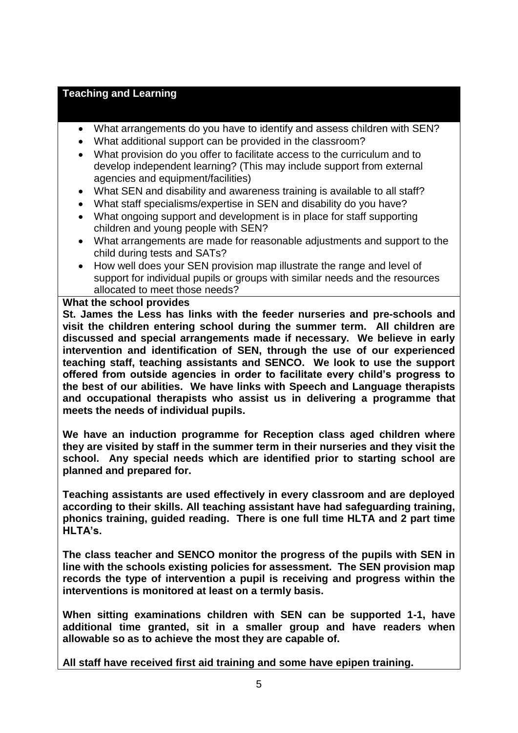## Teaching and Learning

- What arrangements do you have to identify and assess children with SEN?
- What additional support can be provided in the classroom?
- What provision do you offer to facilitate access to the curriculum and to develop independent learning? (This may include support from external agencies and equipment/facilities)
- What SEN and disability and awareness training is available to all staff?
- What staff specialisms/expertise in SEN and disability do you have?
- What ongoing support and development is in place for staff supporting children and young people with SEN?
- What arrangements are made for reasonable adjustments and support to the child during tests and SATs?
- How well does your SEN provision map illustrate the range and level of support for individual pupils or groups with similar needs and the resources allocated to meet those needs?

**What the school provides**

**St. James the Less has links with the feeder nurseries and pre-schools and visit the children entering school during the summer term. All children are discussed and special arrangements made if necessary. We believe in early intervention and identification of SEN, through the use of our experienced teaching staff, teaching assistants and SENCO. We look to use the support offered from outside agencies in order to facilitate every child's progress to the best of our abilities. We have links with Speech and Language therapists and occupational therapists who assist us in delivering a programme that meets the needs of individual pupils.**

**We have an induction programme for Reception class aged children where they are visited by staff in the summer term in their nurseries and they visit the school. Any special needs which are identified prior to starting school are planned and prepared for.**

**Teaching assistants are used effectively in every classroom and are deployed according to their skills. All teaching assistant have had safeguarding training, phonics training, guided reading. There is one full time HLTA and 2 part time HLTA's.**

**The class teacher and SENCO monitor the progress of the pupils with SEN in line with the schools existing policies for assessment. The SEN provision map records the type of intervention a pupil is receiving and progress within the interventions is monitored at least on a termly basis.**

**When sitting examinations children with SEN can be supported 1-1, have additional time granted, sit in a smaller group and have readers when allowable so as to achieve the most they are capable of.**

**All staff have received first aid training and some have epipen training.**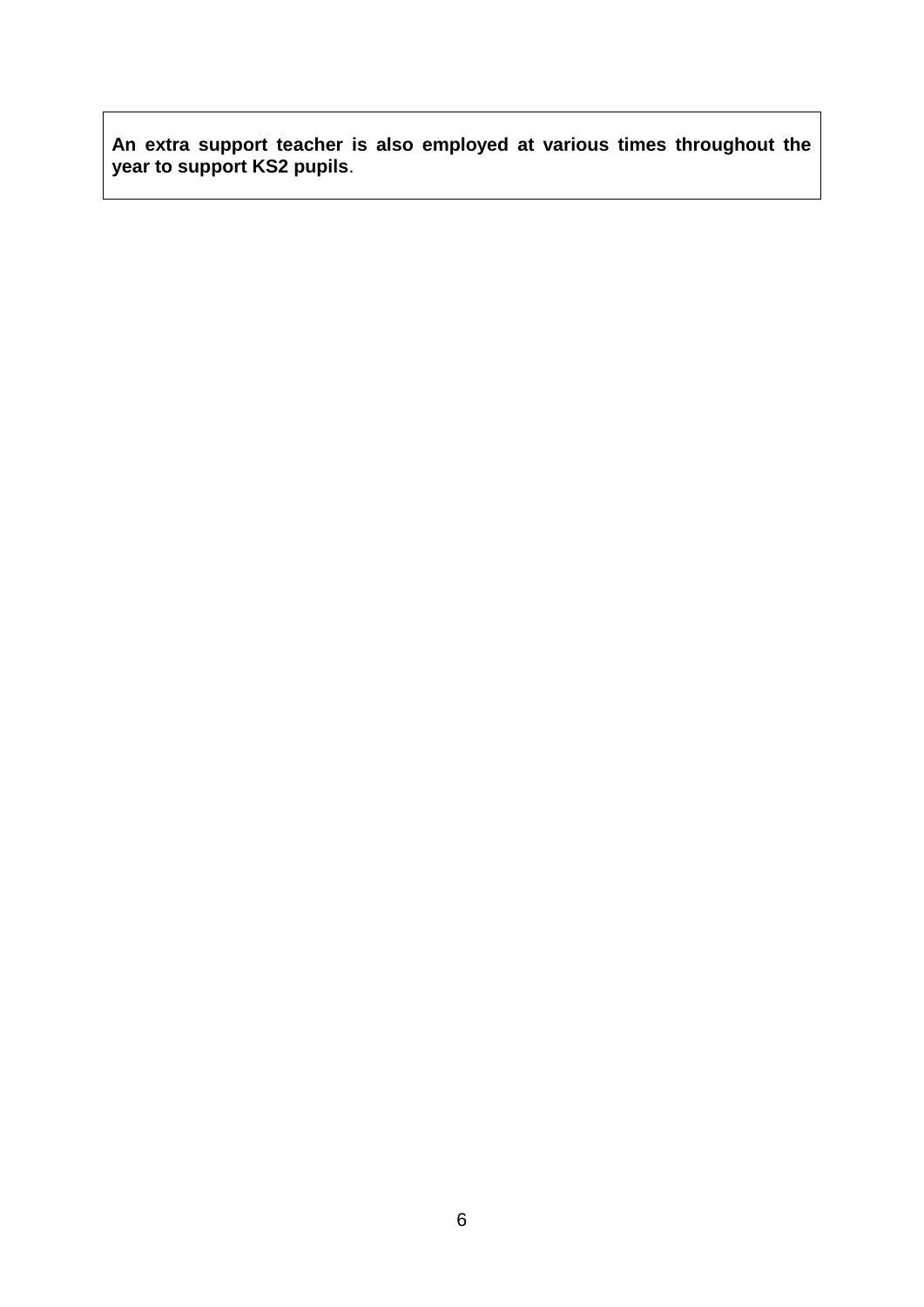**An extra support teacher is also employed at various times throughout the year to support KS2 pupils**.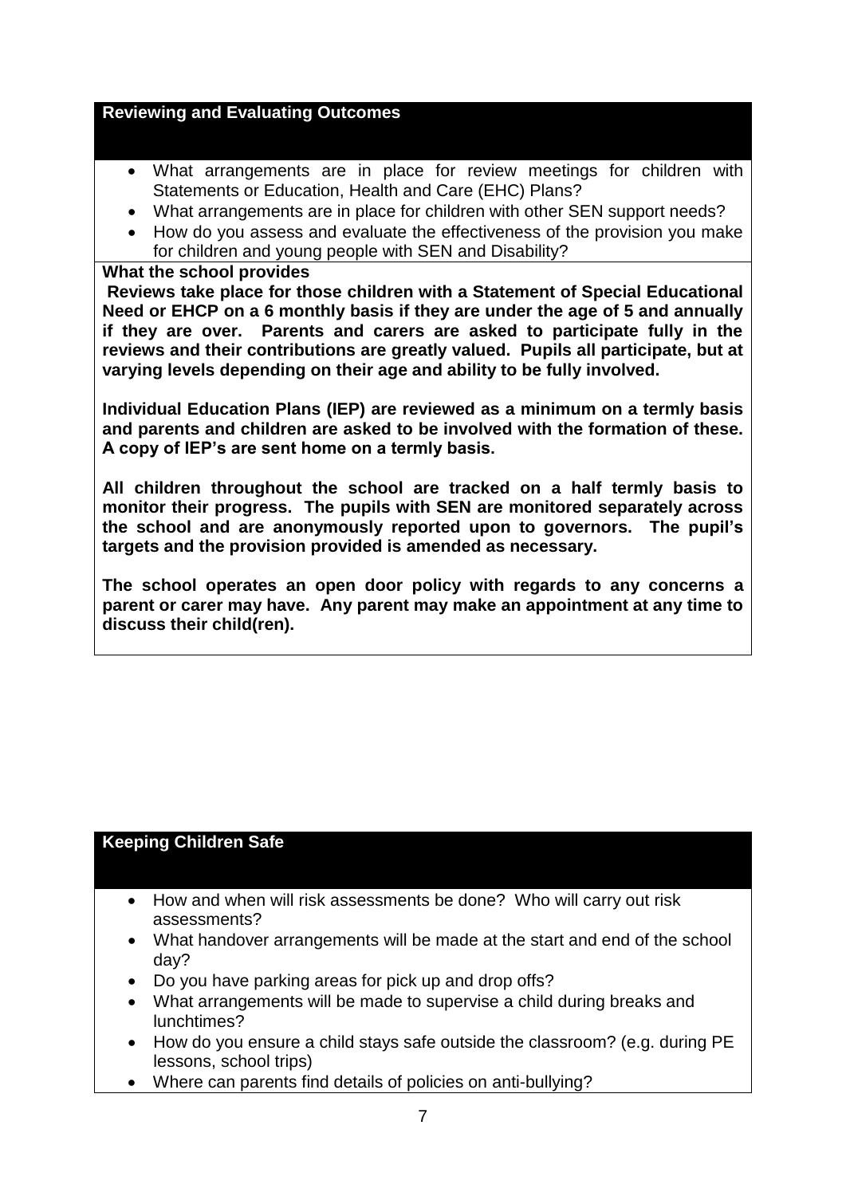## Reviewing and Evaluating Outcomes

- What arrangements are in place for review meetings for children with Statements or Education, Health and Care (EHC) Plans?
- What arrangements are in place for children with other SEN support needs?
- How do you assess and evaluate the effectiveness of the provision you make for children and young people with SEN and Disability?

**What the school provides**

**Reviews take place for those children with a Statement of Special Educational Need or EHCP on a 6 monthly basis if they are under the age of 5 and annually if they are over. Parents and carers are asked to participate fully in the reviews and their contributions are greatly valued. Pupils all participate, but at varying levels depending on their age and ability to be fully involved.**

**Individual Education Plans (IEP) are reviewed as a minimum on a termly basis and parents and children are asked to be involved with the formation of these. A copy of IEP's are sent home on a termly basis.**

**All children throughout the school are tracked on a half termly basis to monitor their progress. The pupils with SEN are monitored separately across the school and are anonymously reported upon to governors. The pupil's targets and the provision provided is amended as necessary.**

**The school operates an open door policy with regards to any concerns a parent or carer may have. Any parent may make an appointment at any time to discuss their child(ren).**

## Keeping Children Safe

- How and when will risk assessments be done? Who will carry out risk assessments?
- What handover arrangements will be made at the start and end of the school day?
- Do you have parking areas for pick up and drop offs?
- What arrangements will be made to supervise a child during breaks and lunchtimes?
- How do you ensure a child stays safe outside the classroom? (e.g. during PE lessons, school trips)
- Where can parents find details of policies on anti-bullying?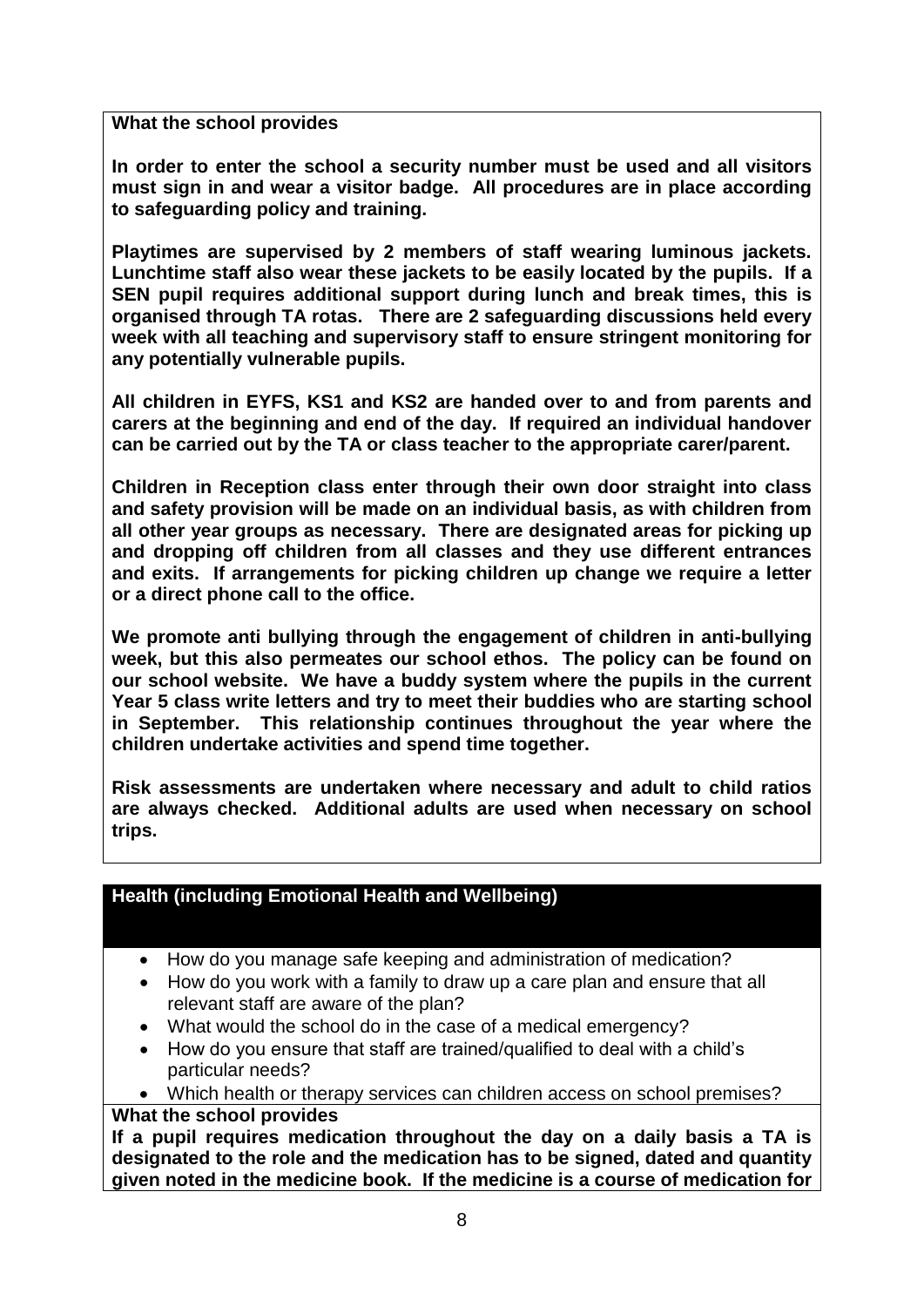**What the school provides**

**In order to enter the school a security number must be used and all visitors must sign in and wear a visitor badge. All procedures are in place according to safeguarding policy and training.**

**Playtimes are supervised by 2 members of staff wearing luminous jackets. Lunchtime staff also wear these jackets to be easily located by the pupils. If a SEN pupil requires additional support during lunch and break times, this is organised through TA rotas. There are 2 safeguarding discussions held every week with all teaching and supervisory staff to ensure stringent monitoring for any potentially vulnerable pupils.**

**All children in EYFS, KS1 and KS2 are handed over to and from parents and carers at the beginning and end of the day. If required an individual handover can be carried out by the TA or class teacher to the appropriate carer/parent.**

**Children in Reception class enter through their own door straight into class and safety provision will be made on an individual basis, as with children from all other year groups as necessary. There are designated areas for picking up and dropping off children from all classes and they use different entrances and exits. If arrangements for picking children up change we require a letter or a direct phone call to the office.**

**We promote anti bullying through the engagement of children in anti-bullying week, but this also permeates our school ethos. The policy can be found on our school website. We have a buddy system where the pupils in the current Year 5 class write letters and try to meet their buddies who are starting school in September. This relationship continues throughout the year where the children undertake activities and spend time together.**

**Risk assessments are undertaken where necessary and adult to child ratios are always checked. Additional adults are used when necessary on school trips.**

## Health (including Emotional Health and Wellbeing)

- How do you manage safe keeping and administration of medication?
- How do you work with a family to draw up a care plan and ensure that all relevant staff are aware of the plan?
- What would the school do in the case of a medical emergency?
- How do you ensure that staff are trained/qualified to deal with a child's particular needs?
- Which health or therapy services can children access on school premises?

**What the school provides**

**If a pupil requires medication throughout the day on a daily basis a TA is designated to the role and the medication has to be signed, dated and quantity given noted in the medicine book. If the medicine is a course of medication for**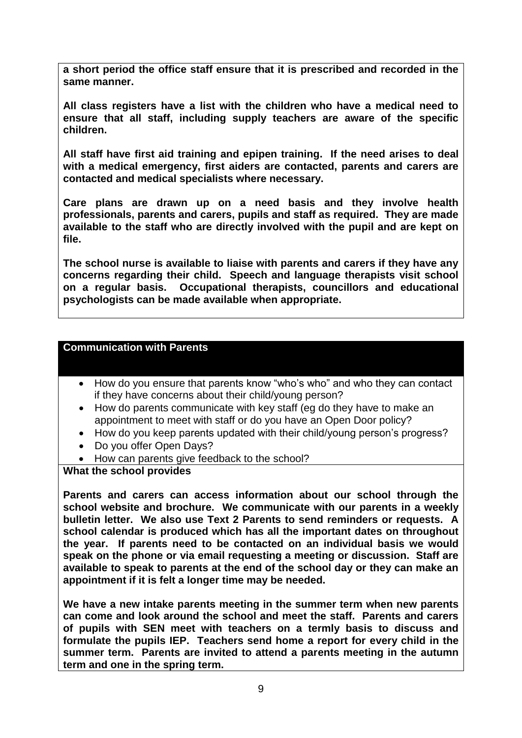**a short period the office staff ensure that it is prescribed and recorded in the same manner.**

**All class registers have a list with the children who have a medical need to ensure that all staff, including supply teachers are aware of the specific children.**

**All staff have first aid training and epipen training. If the need arises to deal with a medical emergency, first aiders are contacted, parents and carers are contacted and medical specialists where necessary.**

**Care plans are drawn up on a need basis and they involve health professionals, parents and carers, pupils and staff as required. They are made available to the staff who are directly involved with the pupil and are kept on file.**

**The school nurse is available to liaise with parents and carers if they have any concerns regarding their child. Speech and language therapists visit school on a regular basis. Occupational therapists, councillors and educational psychologists can be made available when appropriate.**

## Communication with Parents

- How do you ensure that parents know "who's who" and who they can contact if they have concerns about their child/young person?
- How do parents communicate with key staff (eg do they have to make an appointment to meet with staff or do you have an Open Door policy?
- How do you keep parents updated with their child/young person's progress?
- Do you offer Open Days?
- How can parents give feedback to the school?

**What the school provides**

**Parents and carers can access information about our school through the school website and brochure. We communicate with our parents in a weekly bulletin letter. We also use Text 2 Parents to send reminders or requests. A school calendar is produced which has all the important dates on throughout the year. If parents need to be contacted on an individual basis we would speak on the phone or via email requesting a meeting or discussion. Staff are available to speak to parents at the end of the school day or they can make an appointment if it is felt a longer time may be needed.**

**We have a new intake parents meeting in the summer term when new parents can come and look around the school and meet the staff. Parents and carers of pupils with SEN meet with teachers on a termly basis to discuss and formulate the pupils IEP. Teachers send home a report for every child in the summer term. Parents are invited to attend a parents meeting in the autumn term and one in the spring term.**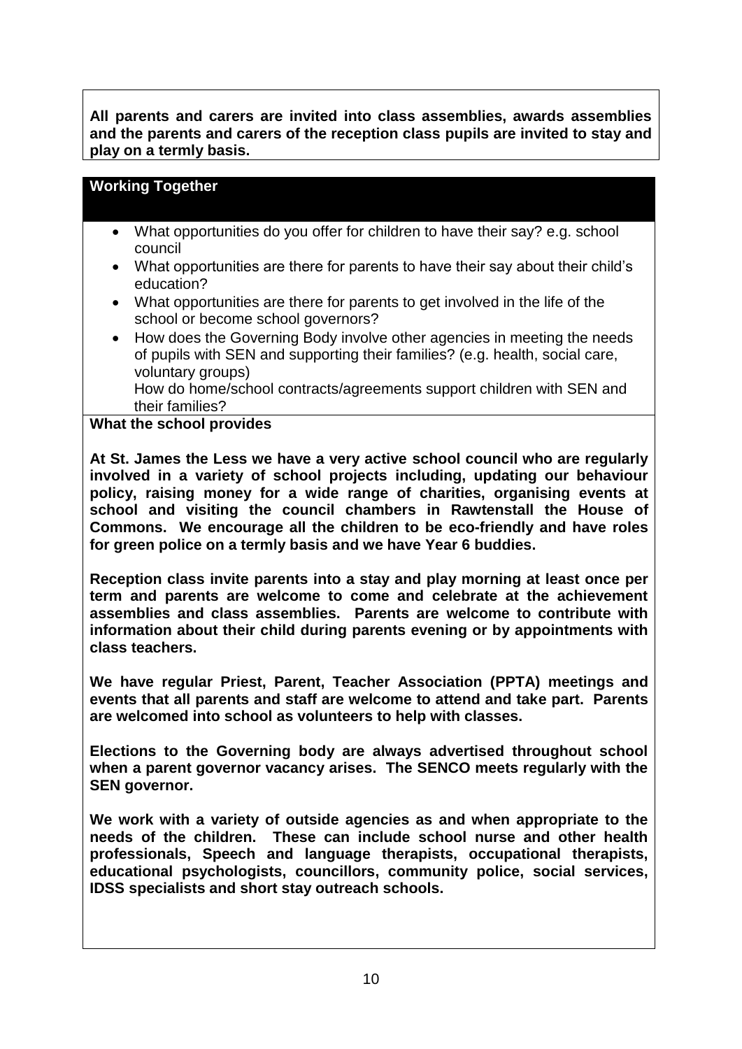**All parents and carers are invited into class assemblies, awards assemblies and the parents and carers of the reception class pupils are invited to stay and play on a termly basis.**

## Working Together

- What opportunities do you offer for children to have their say? e.g. school council
- What opportunities are there for parents to have their say about their child's education?
- What opportunities are there for parents to get involved in the life of the school or become school governors?
- How does the Governing Body involve other agencies in meeting the needs of pupils with SEN and supporting their families? (e.g. health, social care, voluntary groups)
  How do home/school contracts/agreements support children with SEN and their families?

**What the school provides**

**At St. James the Less we have a very active school council who are regularly involved in a variety of school projects including, updating our behaviour policy, raising money for a wide range of charities, organising events at school and visiting the council chambers in Rawtenstall the House of Commons. We encourage all the children to be eco-friendly and have roles for green police on a termly basis and we have Year 6 buddies.**

**Reception class invite parents into a stay and play morning at least once per term and parents are welcome to come and celebrate at the achievement assemblies and class assemblies. Parents are welcome to contribute with information about their child during parents evening or by appointments with class teachers.**

**We have regular Priest, Parent, Teacher Association (PPTA) meetings and events that all parents and staff are welcome to attend and take part. Parents are welcomed into school as volunteers to help with classes.**

**Elections to the Governing body are always advertised throughout school when a parent governor vacancy arises. The SENCO meets regularly with the SEN governor.**

**We work with a variety of outside agencies as and when appropriate to the needs of the children. These can include school nurse and other health professionals, Speech and language therapists, occupational therapists, educational psychologists, councillors, community police, social services, IDSS specialists and short stay outreach schools.**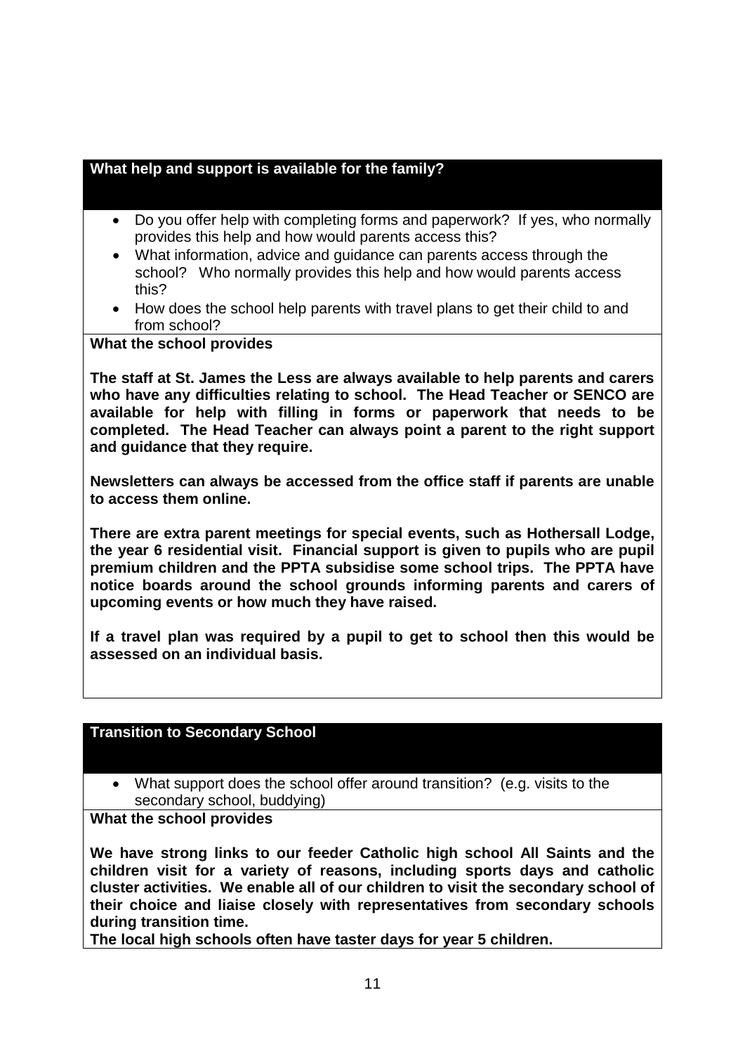## What help and support is available for the family?

- Do you offer help with completing forms and paperwork? If yes, who normally provides this help and how would parents access this?
- What information, advice and guidance can parents access through the school? Who normally provides this help and how would parents access this?
- How does the school help parents with travel plans to get their child to and from school?

**What the school provides**

**The staff at St. James the Less are always available to help parents and carers who have any difficulties relating to school. The Head Teacher or SENCO are available for help with filling in forms or paperwork that needs to be completed. The Head Teacher can always point a parent to the right support and guidance that they require.**

**Newsletters can always be accessed from the office staff if parents are unable to access them online.**

**There are extra parent meetings for special events, such as Hothersall Lodge, the year 6 residential visit. Financial support is given to pupils who are pupil premium children and the PPTA subsidise some school trips. The PPTA have notice boards around the school grounds informing parents and carers of upcoming events or how much they have raised.**

**If a travel plan was required by a pupil to get to school then this would be assessed on an individual basis.**

## Transition to Secondary School

- What support does the school offer around transition? (e.g. visits to the secondary school, buddying)

**What the school provides**

**We have strong links to our feeder Catholic high school All Saints and the children visit for a variety of reasons, including sports days and catholic cluster activities. We enable all of our children to visit the secondary school of their choice and liaise closely with representatives from secondary schools during transition time.**
**The local high schools often have taster days for year 5 children.**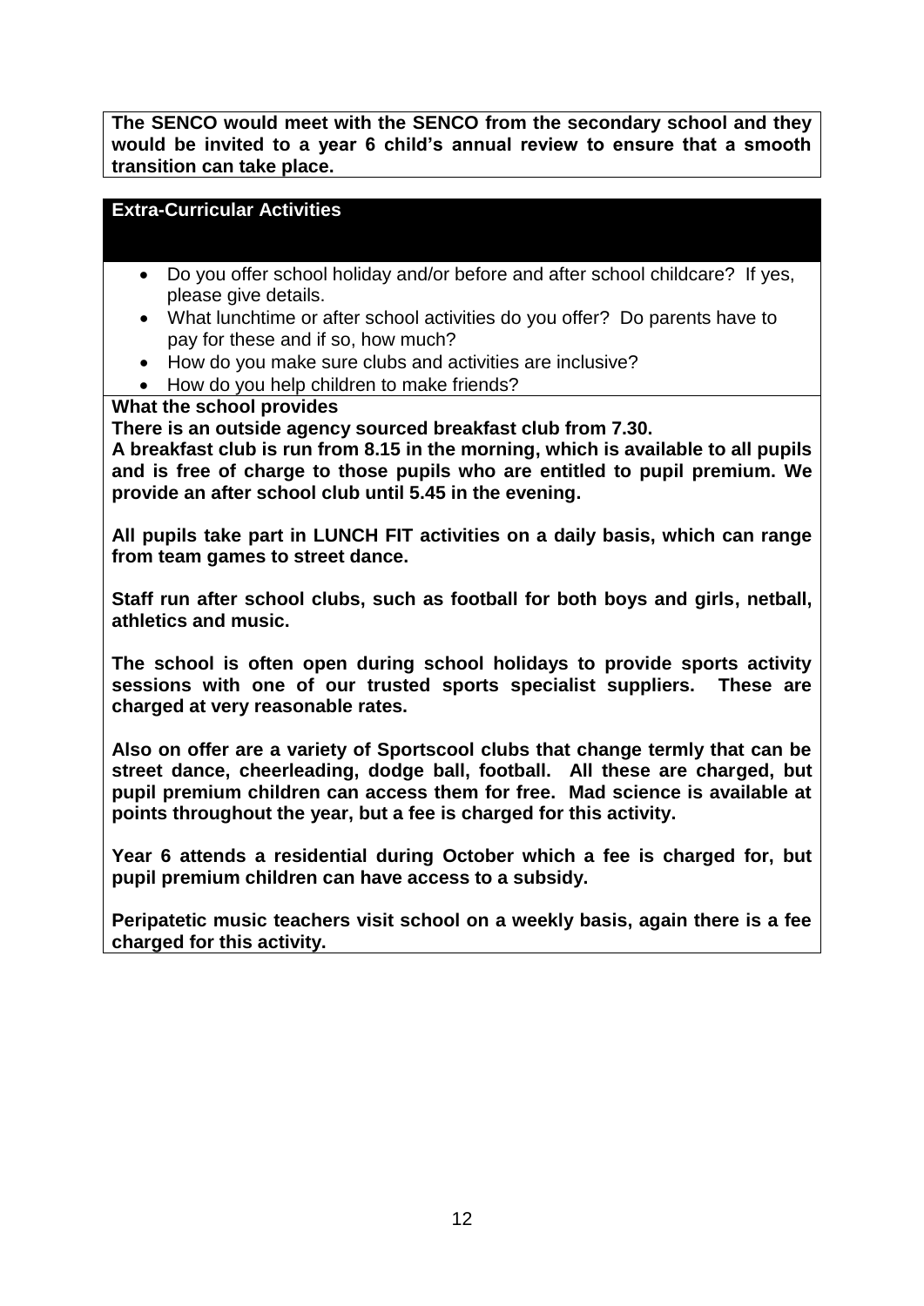**The SENCO would meet with the SENCO from the secondary school and they would be invited to a year 6 child's annual review to ensure that a smooth transition can take place.**

## Extra-Curricular Activities

- Do you offer school holiday and/or before and after school childcare? If yes, please give details.
- What lunchtime or after school activities do you offer? Do parents have to pay for these and if so, how much?
- How do you make sure clubs and activities are inclusive?
- How do you help children to make friends?

**What the school provides**

**There is an outside agency sourced breakfast club from 7.30.**

**A breakfast club is run from 8.15 in the morning, which is available to all pupils and is free of charge to those pupils who are entitled to pupil premium. We provide an after school club until 5.45 in the evening.**

**All pupils take part in LUNCH FIT activities on a daily basis, which can range from team games to street dance.**

**Staff run after school clubs, such as football for both boys and girls, netball, athletics and music.**

**The school is often open during school holidays to provide sports activity sessions with one of our trusted sports specialist suppliers. These are charged at very reasonable rates.**

**Also on offer are a variety of Sportscool clubs that change termly that can be street dance, cheerleading, dodge ball, football. All these are charged, but pupil premium children can access them for free. Mad science is available at points throughout the year, but a fee is charged for this activity.**

**Year 6 attends a residential during October which a fee is charged for, but pupil premium children can have access to a subsidy.**

**Peripatetic music teachers visit school on a weekly basis, again there is a fee charged for this activity.**